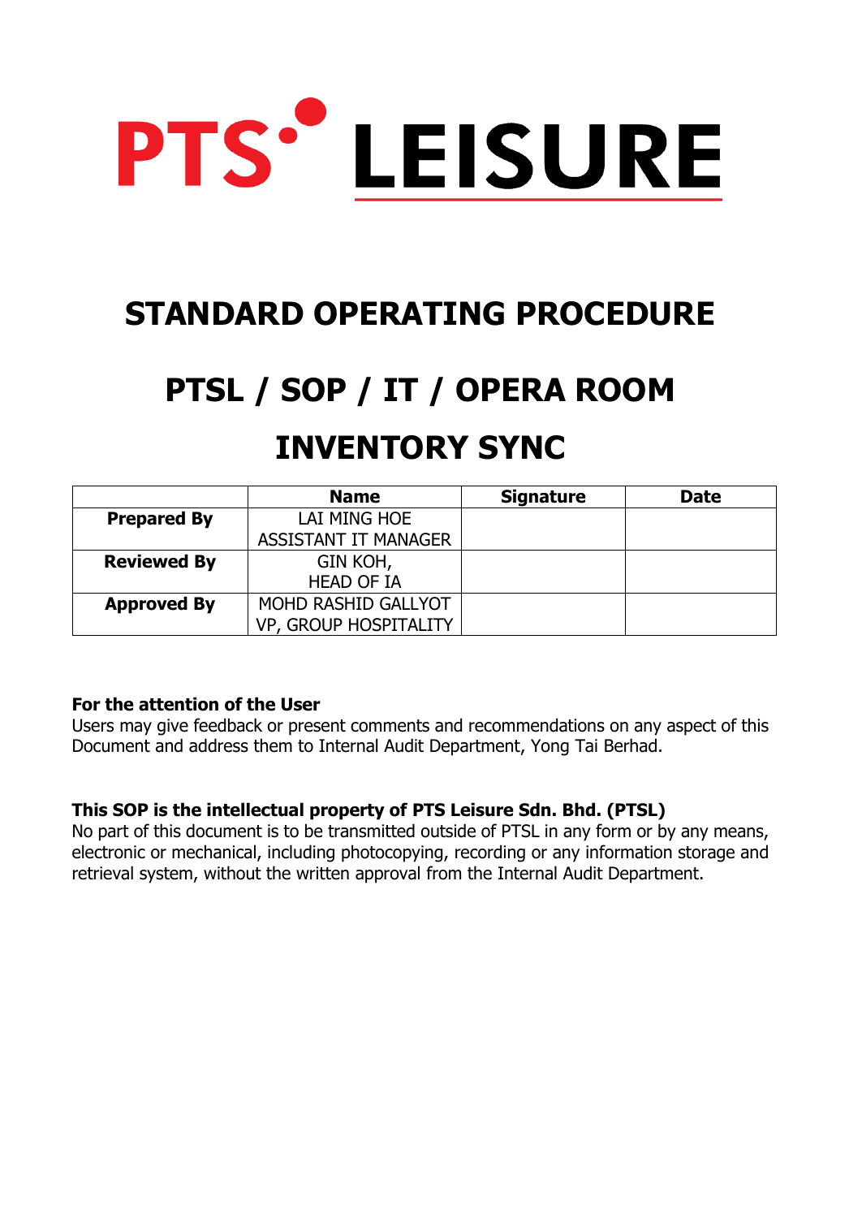PTS LEISURE

# STANDARD OPERATING PROCEDURE

# PTSL / SOP / IT / OPERA ROOM INVENTORY SYNC

| | Name | Signature | Date |
|---|---|---|---|
| **Prepared By** | LAI MING HOE<br>ASSISTANT IT MANAGER | | |
| **Reviewed By** | GIN KOH,<br>HEAD OF IA | | |
| **Approved By** | MOHD RASHID GALLYOT<br>VP, GROUP HOSPITALITY | | |

**For the attention of the User**
Users may give feedback or present comments and recommendations on any aspect of this Document and address them to Internal Audit Department, Yong Tai Berhad.

**This SOP is the intellectual property of PTS Leisure Sdn. Bhd. (PTSL)**
No part of this document is to be transmitted outside of PTSL in any form or by any means, electronic or mechanical, including photocopying, recording or any information storage and retrieval system, without the written approval from the Internal Audit Department.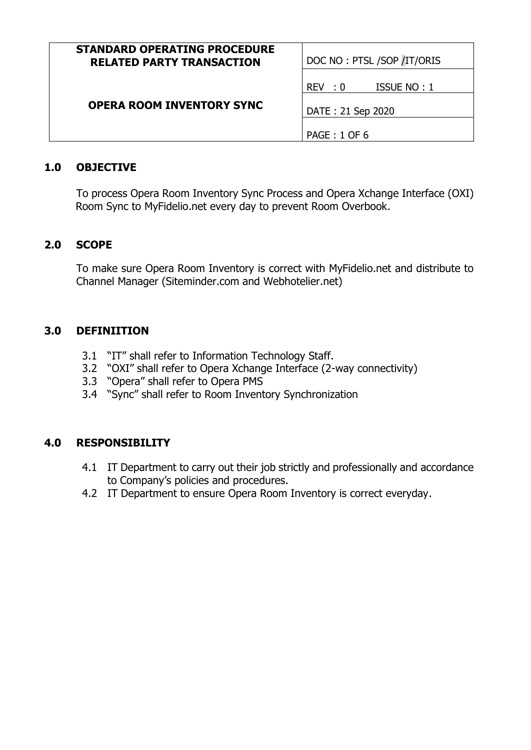| STANDARD OPERATING PROCEDURE RELATED PARTY TRANSACTION | DOC NO : PTSL /SOP /IT/ORIS |
| --- | --- |
| OPERA ROOM INVENTORY SYNC | REV : 0 ISSUE NO : 1 |
| | DATE : 21 Sep 2020 |

## 1.0 OBJECTIVE

To process Opera Room Inventory Sync Process and Opera Xchange Interface (OXI) Room Sync to MyFidelio.net every day to prevent Room Overbook.

## 2.0 SCOPE

To make sure Opera Room Inventory is correct with MyFidelio.net and distribute to Channel Manager (Siteminder.com and Webhotelier.net)

## 3.0 DEFINIITION

3.1 "IT" shall refer to Information Technology Staff.
3.2 "OXI" shall refer to Opera Xchange Interface (2-way connectivity)
3.3 "Opera" shall refer to Opera PMS
3.4 "Sync" shall refer to Room Inventory Synchronization

## 4.0 RESPONSIBILITY

4.1 IT Department to carry out their job strictly and professionally and accordance to Company's policies and procedures.
4.2 IT Department to ensure Opera Room Inventory is correct everyday.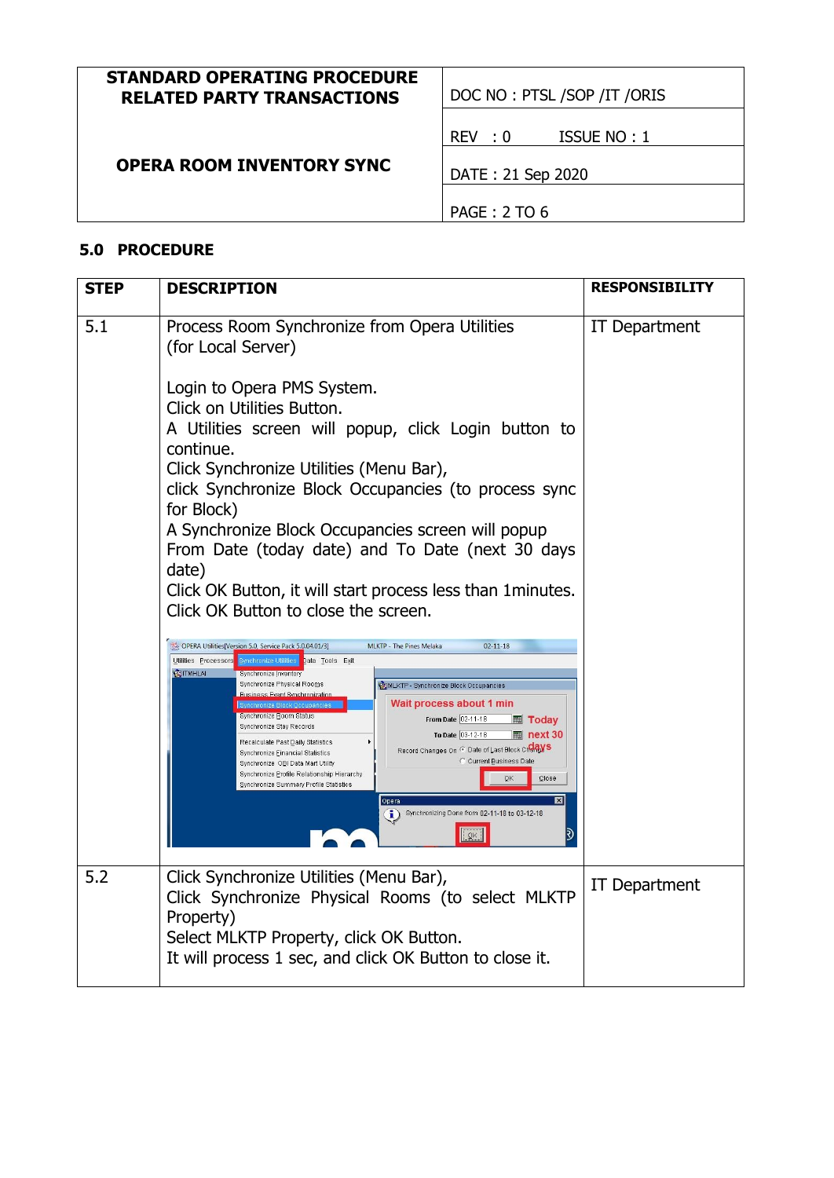| STANDARD OPERATING PROCEDURE RELATED PARTY TRANSACTIONS<br><br>OPERA ROOM INVENTORY SYNC | DOC NO : PTSL /SOP /IT /ORIS |
|---|---|
| | REV : 0 ISSUE NO : 1 |
| | DATE : 21 Sep 2020 |
| | PAGE : 2 TO 6 |

## 5.0 PROCEDURE

| STEP | DESCRIPTION | RESPONSIBILITY |
|---|---|---|
| 5.1 | Process Room Synchronize from Opera Utilities (for Local Server)<br><br>Login to Opera PMS System.<br>Click on Utilities Button.<br>A Utilities screen will popup, click Login button to continue.<br>Click Synchronize Utilities (Menu Bar),<br>click Synchronize Block Occupancies (to process sync for Block)<br>A Synchronize Block Occupancies screen will popup<br>From Date (today date) and To Date (next 30 days date)<br>Click OK Button, it will start process less than 1minutes.<br>Click OK Button to close the screen. | IT Department |
| 5.2 | Click Synchronize Utilities (Menu Bar),<br>Click Synchronize Physical Rooms (to select MLKTP Property)<br>Select MLKTP Property, click OK Button.<br>It will process 1 sec, and click OK Button to close it. | IT Department |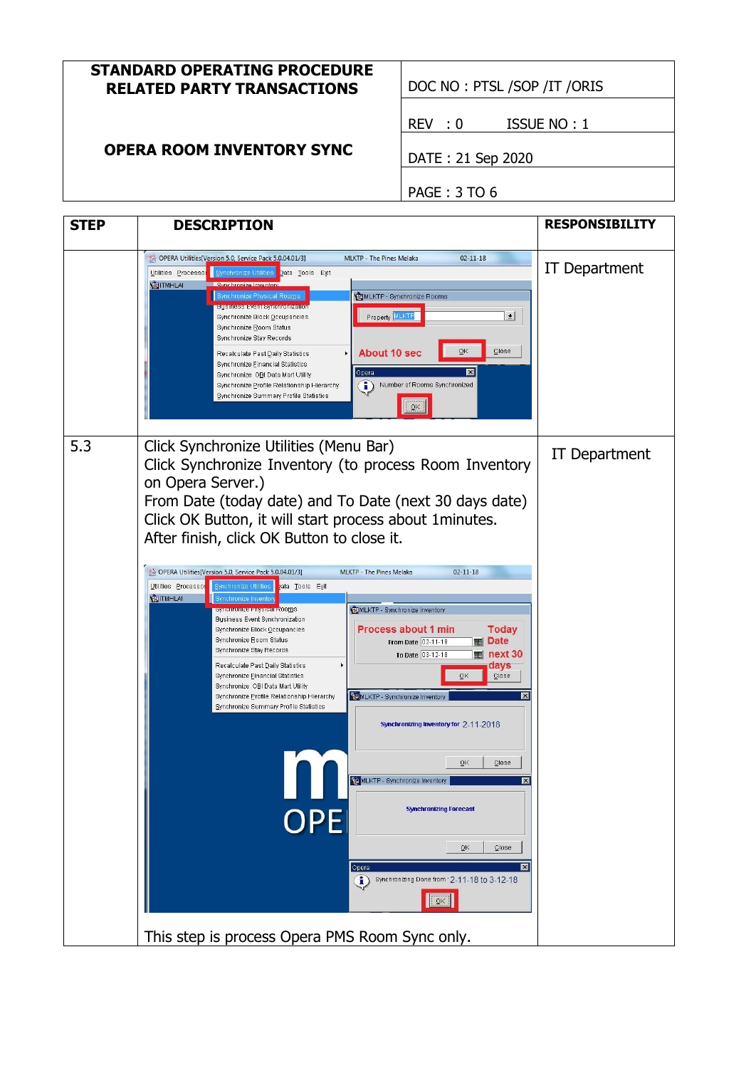| STANDARD OPERATING PROCEDURE RELATED PARTY TRANSACTIONS | DOC NO : PTSL /SOP /IT /ORIS |
|---|---|
| | REV : 0 ISSUE NO : 1 |
| OPERA ROOM INVENTORY SYNC | DATE : 21 Sep 2020 |
| | PAGE : 3 TO 6 |

| STEP | DESCRIPTION | RESPONSIBILITY |
|---|---|---|
| | | IT Department |
| 5.3 | Click Synchronize Utilities (Menu Bar)<br>Click Synchronize Inventory (to process Room Inventory on Opera Server.)<br>From Date (today date) and To Date (next 30 days date)<br>Click OK Button, it will start process about 1minutes.<br>After finish, click OK Button to close it.<br><br>This step is process Opera PMS Room Sync only. | IT Department |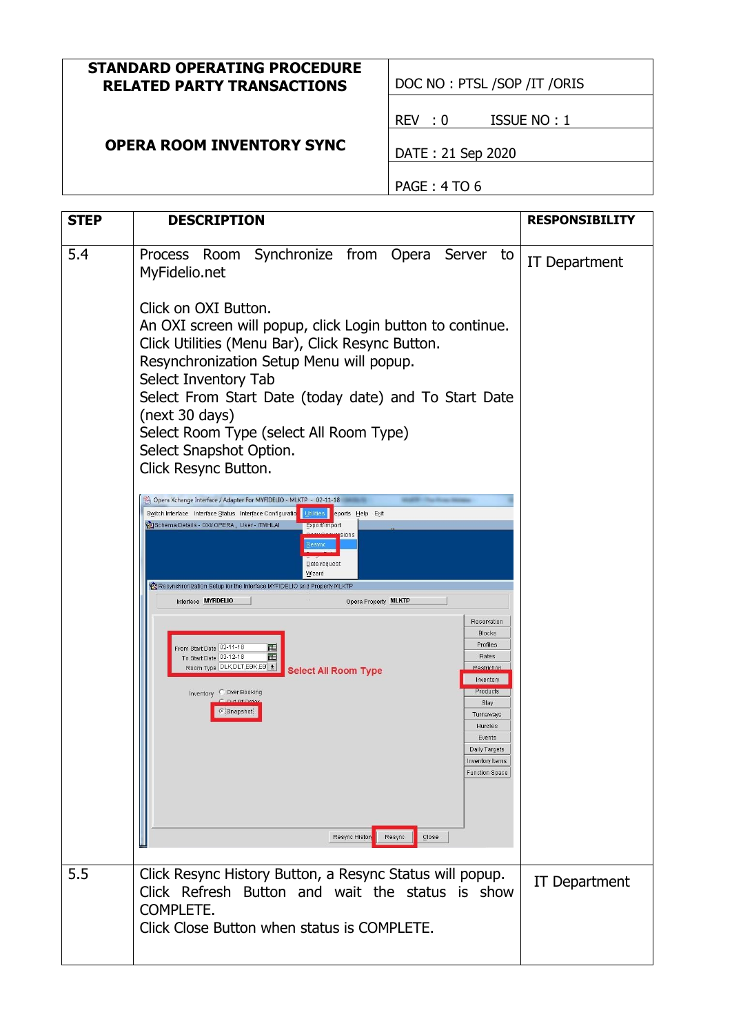| STANDARD OPERATING PROCEDURE RELATED PARTY TRANSACTIONS | DOC NO : PTSL /SOP /IT /ORIS |
|---|---|
| | REV : 0 ISSUE NO : 1 |
| OPERA ROOM INVENTORY SYNC | DATE : 21 Sep 2020 |
| | PAGE : 4 TO 6 |

| STEP | DESCRIPTION | RESPONSIBILITY |
|---|---|---|
| 5.4 | Process Room Synchronize from Opera Server to MyFidelio.net<br><br>Click on OXI Button.<br>An OXI screen will popup, click Login button to continue.<br>Click Utilities (Menu Bar), Click Resync Button.<br>Resynchronization Setup Menu will popup.<br>Select Inventory Tab<br>Select From Start Date (today date) and To Start Date (next 30 days)<br>Select Room Type (select All Room Type)<br>Select Snapshot Option.<br>Click Resync Button. | IT Department |
| 5.5 | Click Resync History Button, a Resync Status will popup.<br>Click Refresh Button and wait the status is show COMPLETE.<br>Click Close Button when status is COMPLETE. | IT Department |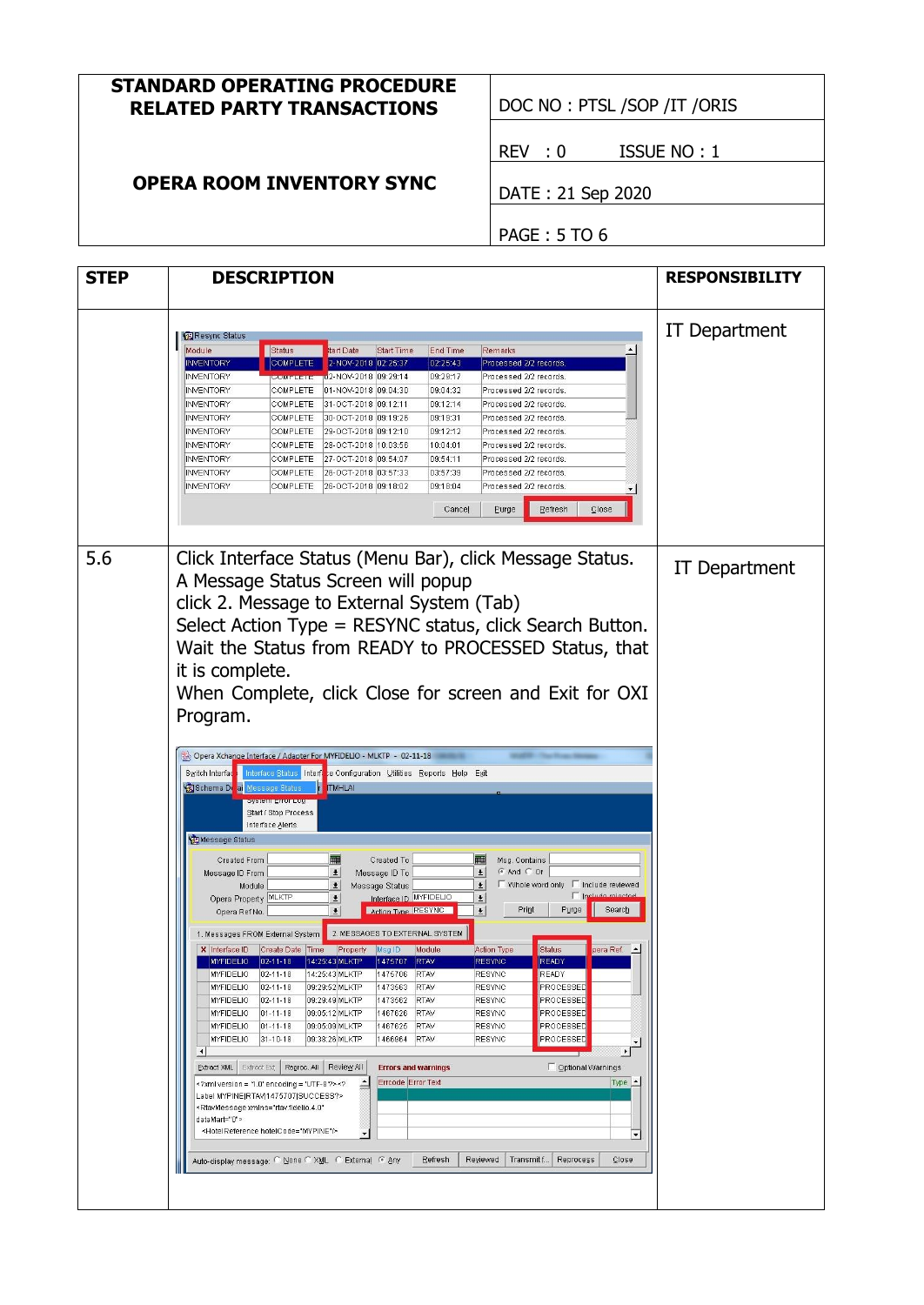| STANDARD OPERATING PROCEDURE RELATED PARTY TRANSACTIONS | DOC NO : PTSL /SOP /IT /ORIS |
| --- | --- |
| | REV : 0 ISSUE NO : 1 |
| OPERA ROOM INVENTORY SYNC | DATE : 21 Sep 2020 |
| | PAGE : 5 TO 6 |

| STEP | DESCRIPTION | RESPONSIBILITY |
| --- | --- | --- |
| | | IT Department |
| 5.6 | Click Interface Status (Menu Bar), click Message Status. A Message Status Screen will popup click 2. Message to External System (Tab) Select Action Type = RESYNC status, click Search Button. Wait the Status from READY to PROCESSED Status, that it is complete. When Complete, click Close for screen and Exit for OXI Program. | IT Department |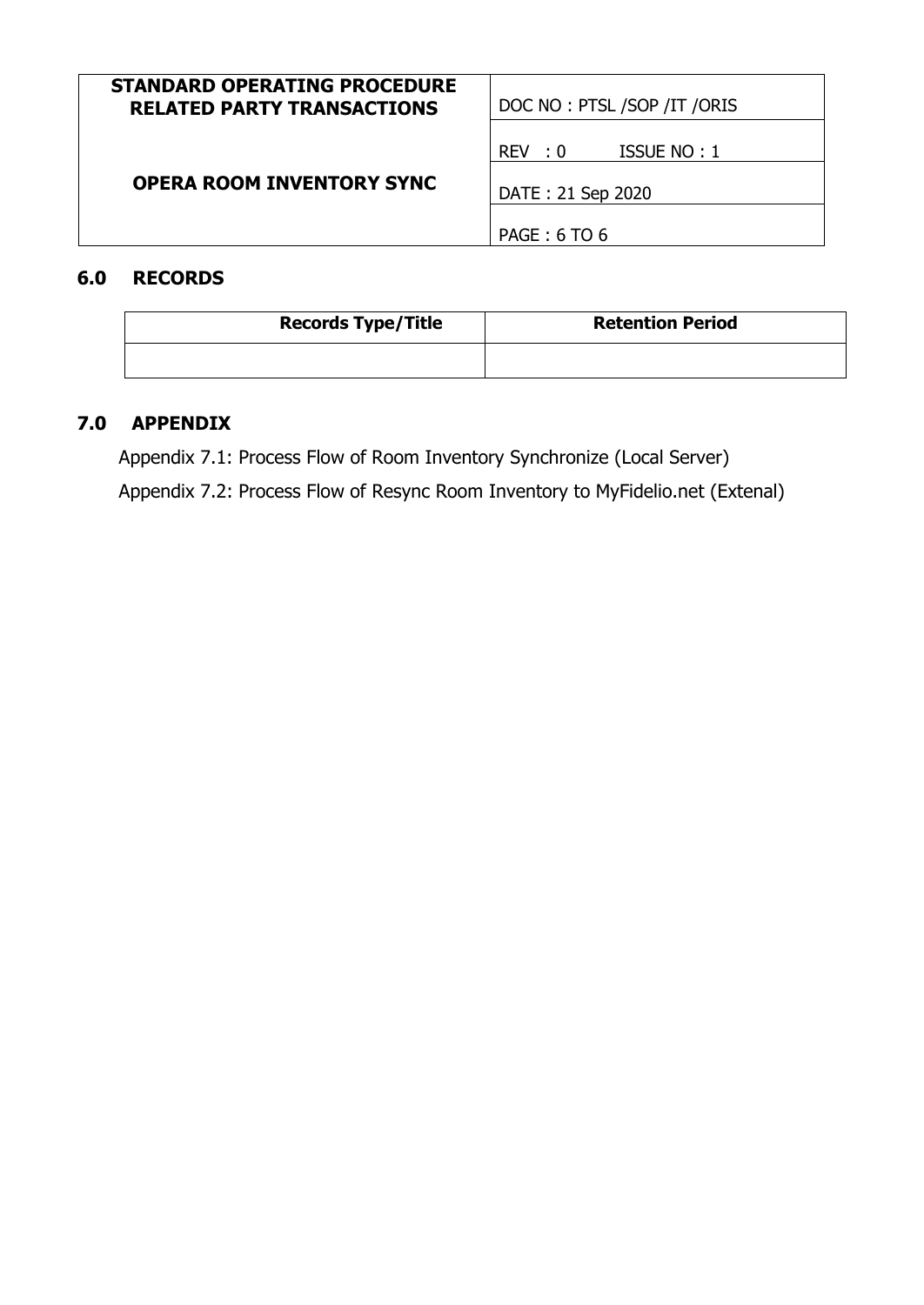## 6.0 RECORDS

| Records Type/Title | Retention Period |
| --- | --- |
| | |

## 7.0 APPENDIX

Appendix 7.1: Process Flow of Room Inventory Synchronize (Local Server)

Appendix 7.2: Process Flow of Resync Room Inventory to MyFidelio.net (Extenal)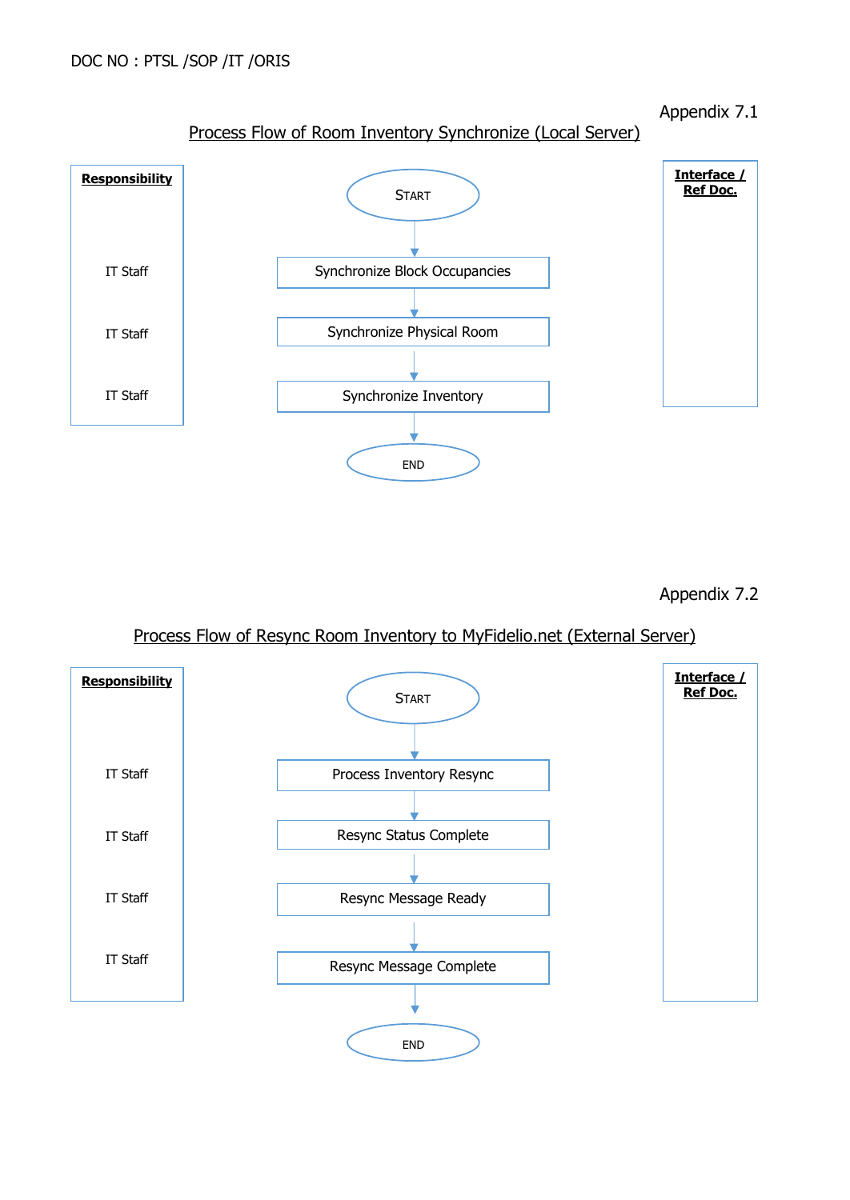DOC NO : PTSL /SOP /IT /ORIS

Appendix 7.1

## Process Flow of Room Inventory Synchronize (Local Server)

| Responsibility | Process | Interface / Ref Doc. |
| --- | --- | --- |
| | START | |
| IT Staff | Synchronize Block Occupancies | |
| IT Staff | Synchronize Physical Room | |
| IT Staff | Synchronize Inventory | |
| | END | |

Appendix 7.2

## Process Flow of Resync Room Inventory to MyFidelio.net (External Server)

| Responsibility | Process | Interface / Ref Doc. |
| --- | --- | --- |
| | START | |
| IT Staff | Process Inventory Resync | |
| IT Staff | Resync Status Complete | |
| IT Staff | Resync Message Ready | |
| IT Staff | Resync Message Complete | |
| | END | |